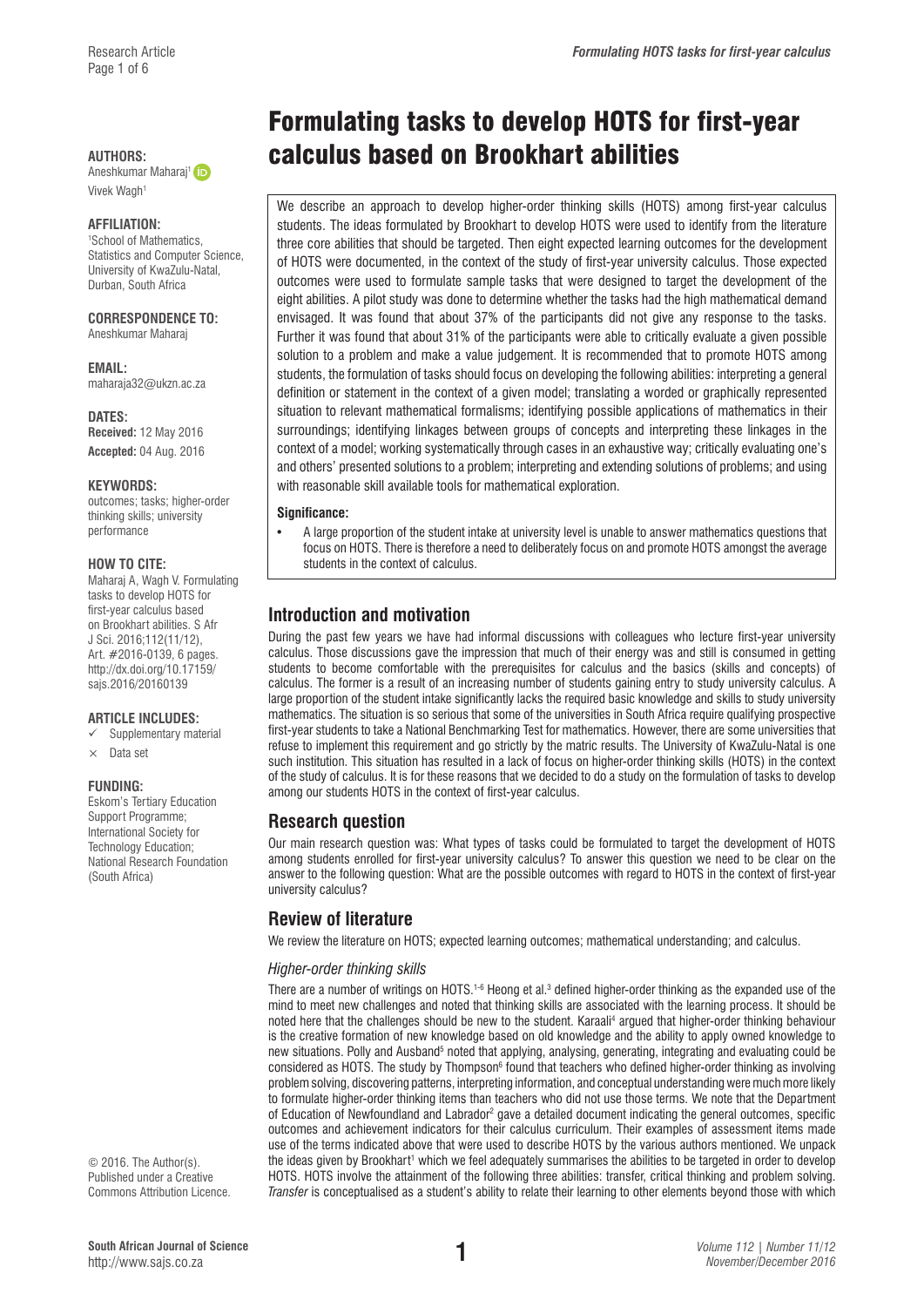# Formulating tasks to develop HOTS for first-year calculus based on Brookhart abilities

**AUTHORS:**
Aneshkumar Maharaj[1]
Vivek Wagh[1]

**AFFILIATION:**
[1]School of Mathematics, Statistics and Computer Science, University of KwaZulu-Natal, Durban, South Africa

**CORRESPONDENCE TO:**
Aneshkumar Maharaj

**EMAIL:**
maharaja32@ukzn.ac.za

**DATES:**
**Received:** 12 May 2016
**Accepted:** 04 Aug. 2016

**KEYWORDS:**
outcomes; tasks; higher-order thinking skills; university performance

**HOW TO CITE:**
Maharaj A, Wagh V. Formulating tasks to develop HOTS for first-year calculus based on Brookhart abilities. S Afr J Sci. 2016;112(11/12), Art. #2016-0139, 6 pages. http://dx.doi.org/10.17159/sajs.2016/20160139

**ARTICLE INCLUDES:**
✓ Supplementary material
× Data set

**FUNDING:**
Eskom's Tertiary Education Support Programme; International Society for Technology Education; National Research Foundation (South Africa)

© 2016. The Author(s). Published under a Creative Commons Attribution Licence.

We describe an approach to develop higher-order thinking skills (HOTS) among first-year calculus students. The ideas formulated by Brookhart to develop HOTS were used to identify from the literature three core abilities that should be targeted. Then eight expected learning outcomes for the development of HOTS were documented, in the context of the study of first-year university calculus. Those expected outcomes were used to formulate sample tasks that were designed to target the development of the eight abilities. A pilot study was done to determine whether the tasks had the high mathematical demand envisaged. It was found that about 37% of the participants did not give any response to the tasks. Further it was found that about 31% of the participants were able to critically evaluate a given possible solution to a problem and make a value judgement. It is recommended that to promote HOTS among students, the formulation of tasks should focus on developing the following abilities: interpreting a general definition or statement in the context of a given model; translating a worded or graphically represented situation to relevant mathematical formalisms; identifying possible applications of mathematics in their surroundings; identifying linkages between groups of concepts and interpreting these linkages in the context of a model; working systematically through cases in an exhaustive way; critically evaluating one's and others' presented solutions to a problem; interpreting and extending solutions of problems; and using with reasonable skill available tools for mathematical exploration.

**Significance:**

- A large proportion of the student intake at university level is unable to answer mathematics questions that focus on HOTS. There is therefore a need to deliberately focus on and promote HOTS amongst the average students in the context of calculus.

## Introduction and motivation

During the past few years we have had informal discussions with colleagues who lecture first-year university calculus. Those discussions gave the impression that much of their energy was and still is consumed in getting students to become comfortable with the prerequisites for calculus and the basics (skills and concepts) of calculus. The former is a result of an increasing number of students gaining entry to study university calculus. A large proportion of the student intake significantly lacks the required basic knowledge and skills to study university mathematics. The situation is so serious that some of the universities in South Africa require qualifying prospective first-year students to take a National Benchmarking Test for mathematics. However, there are some universities that refuse to implement this requirement and go strictly by the matric results. The University of KwaZulu-Natal is one such institution. This situation has resulted in a lack of focus on higher-order thinking skills (HOTS) in the context of the study of calculus. It is for these reasons that we decided to do a study on the formulation of tasks to develop among our students HOTS in the context of first-year calculus.

## Research question

Our main research question was: What types of tasks could be formulated to target the development of HOTS among students enrolled for first-year university calculus? To answer this question we need to be clear on the answer to the following question: What are the possible outcomes with regard to HOTS in the context of first-year university calculus?

## Review of literature

We review the literature on HOTS; expected learning outcomes; mathematical understanding; and calculus.

### *Higher-order thinking skills*

There are a number of writings on HOTS.[1-6] Heong et al.[3] defined higher-order thinking as the expanded use of the mind to meet new challenges and noted that thinking skills are associated with the learning process. It should be noted here that the challenges should be new to the student. Karaali[4] argued that higher-order thinking behaviour is the creative formation of new knowledge based on old knowledge and the ability to apply owned knowledge to new situations. Polly and Ausband[5] noted that applying, analysing, generating, integrating and evaluating could be considered as HOTS. The study by Thompson[6] found that teachers who defined higher-order thinking as involving problem solving, discovering patterns, interpreting information, and conceptual understanding were much more likely to formulate higher-order thinking items than teachers who did not use those terms. We note that the Department of Education of Newfoundland and Labrador[2] gave a detailed document indicating the general outcomes, specific outcomes and achievement indicators for their calculus curriculum. Their examples of assessment items made use of the terms indicated above that were used to describe HOTS by the various authors mentioned. We unpack the ideas given by Brookhart[1] which we feel adequately summarises the abilities to be targeted in order to develop HOTS. HOTS involve the attainment of the following three abilities: transfer, critical thinking and problem solving. *Transfer* is conceptualised as a student's ability to relate their learning to other elements beyond those with which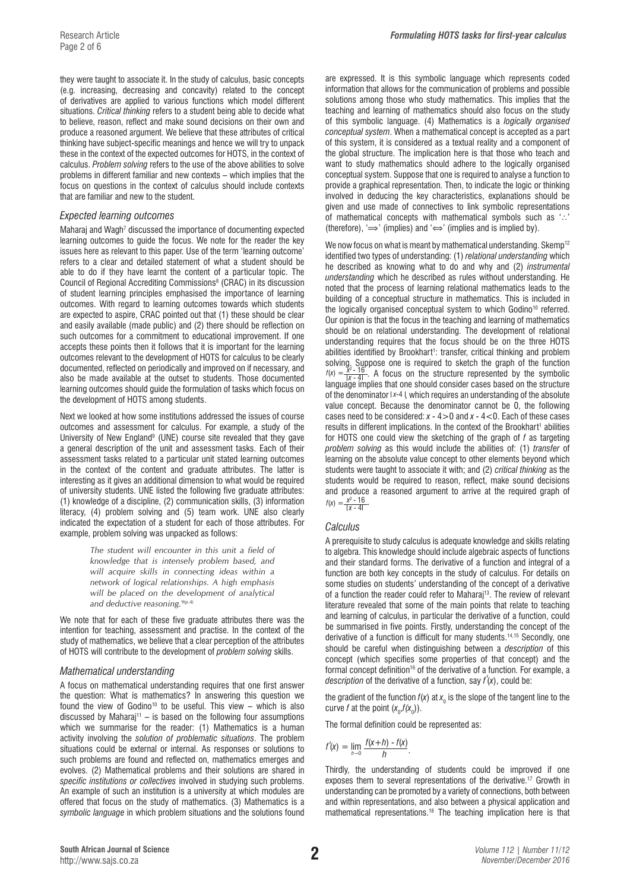they were taught to associate it. In the study of calculus, basic concepts (e.g. increasing, decreasing and concavity) related to the concept of derivatives are applied to various functions which model different situations. *Critical thinking* refers to a student being able to decide what to believe, reason, reflect and make sound decisions on their own and produce a reasoned argument. We believe that these attributes of critical thinking have subject-specific meanings and hence we will try to unpack these in the context of the expected outcomes for HOTS, in the context of calculus. *Problem solving* refers to the use of the above abilities to solve problems in different familiar and new contexts – which implies that the focus on questions in the context of calculus should include contexts that are familiar and new to the student.

### *Expected learning outcomes*

Maharaj and Wagh[7] discussed the importance of documenting expected learning outcomes to guide the focus. We note for the reader the key issues here as relevant to this paper. Use of the term 'learning outcome' refers to a clear and detailed statement of what a student should be able to do if they have learnt the content of a particular topic. The Council of Regional Accrediting Commissions[8] (CRAC) in its discussion of student learning principles emphasised the importance of learning outcomes. With regard to learning outcomes towards which students are expected to aspire, CRAC pointed out that (1) these should be clear and easily available (made public) and (2) there should be reflection on such outcomes for a commitment to educational improvement. If one accepts these points then it follows that it is important for the learning outcomes relevant to the development of HOTS for calculus to be clearly documented, reflected on periodically and improved on if necessary, and also be made available at the outset to students. Those documented learning outcomes should guide the formulation of tasks which focus on the development of HOTS among students.

Next we looked at how some institutions addressed the issues of course outcomes and assessment for calculus. For example, a study of the University of New England[9] (UNE) course site revealed that they gave a general description of the unit and assessment tasks. Each of their assessment tasks related to a particular unit stated learning outcomes in the context of the content and graduate attributes. The latter is interesting as it gives an additional dimension to what would be required of university students. UNE listed the following five graduate attributes: (1) knowledge of a discipline, (2) communication skills, (3) information literacy, (4) problem solving and (5) team work. UNE also clearly indicated the expectation of a student for each of those attributes. For example, problem solving was unpacked as follows:

> *The student will encounter in this unit a field of knowledge that is intensely problem based, and will acquire skills in connecting ideas within a network of logical relationships. A high emphasis will be placed on the development of analytical and deductive reasoning.*[9(p.4)]

We note that for each of these five graduate attributes there was the intention for teaching, assessment and practise. In the context of the study of mathematics, we believe that a clear perception of the attributes of HOTS will contribute to the development of *problem solving* skills.

### *Mathematical understanding*

A focus on mathematical understanding requires that one first answer the question: What is mathematics? In answering this question we found the view of Godino[10] to be useful. This view – which is also discussed by Maharaj[11] – is based on the following four assumptions which we summarise for the reader: (1) Mathematics is a human activity involving the *solution of problematic situations*. The problem situations could be external or internal. As responses or solutions to such problems are found and reflected on, mathematics emerges and evolves. (2) Mathematical problems and their solutions are shared in *specific institutions or collectives* involved in studying such problems. An example of such an institution is a university at which modules are offered that focus on the study of mathematics. (3) Mathematics is a *symbolic language* in which problem situations and the solutions found are expressed. It is this symbolic language which represents coded information that allows for the communication of problems and possible solutions among those who study mathematics. This implies that the teaching and learning of mathematics should also focus on the study of this symbolic language. (4) Mathematics is a *logically organised conceptual system*. When a mathematical concept is accepted as a part of this system, it is considered as a textual reality and a component of the global structure. The implication here is that those who teach and want to study mathematics should adhere to the logically organised conceptual system. Suppose that one is required to analyse a function to provide a graphical representation. Then, to indicate the logic or thinking involved in deducing the key characteristics, explanations should be given and use made of connectives to link symbolic representations of mathematical concepts with mathematical symbols such as '$\therefore$' (therefore), '$\Longrightarrow$' (implies) and '$\Longleftrightarrow$' (implies and is implied by).

We now focus on what is meant by mathematical understanding. Skemp[12] identified two types of understanding: (1) *relational understanding* which he described as knowing what to do and why and (2) *instrumental understanding* which he described as rules without understanding. He noted that the process of learning relational mathematics leads to the building of a conceptual structure in mathematics. This is included in the logically organised conceptual system to which Godino[10] referred. Our opinion is that the focus in the teaching and learning of mathematics should be on relational understanding. The development of relational understanding requires that the focus should be on the three HOTS abilities identified by Brookhart[1]: transfer, critical thinking and problem solving. Suppose one is required to sketch the graph of the function $f(x) = \frac{x^2 - 16}{|x - 4|}$. A focus on the structure represented by the symbolic language implies that one should consider cases based on the structure of the denominator $|x-4|$, which requires an understanding of the absolute value concept. Because the denominator cannot be 0, the following cases need to be considered: $x - 4 > 0$ and $x - 4 < 0$. Each of these cases results in different implications. In the context of the Brookhart[1] abilities for HOTS one could view the sketching of the graph of $f$ as targeting *problem solving* as this would include the abilities of: (1) *transfer* of learning on the absolute value concept to other elements beyond which students were taught to associate it with; and (2) *critical thinking* as the students would be required to reason, reflect, make sound decisions and produce a reasoned argument to arrive at the required graph of $f(x) = \frac{x^2 - 16}{|x - 4|}$.

### *Calculus*

A prerequisite to study calculus is adequate knowledge and skills relating to algebra. This knowledge should include algebraic aspects of functions and their standard forms. The derivative of a function and integral of a function are both key concepts in the study of calculus. For details on some studies on students' understanding of the concept of a derivative of a function the reader could refer to Maharaj[13]. The review of relevant literature revealed that some of the main points that relate to teaching and learning of calculus, in particular the derivative of a function, could be summarised in five points. Firstly, understanding the concept of the derivative of a function is difficult for many students.[14,15] Secondly, one should be careful when distinguishing between a *description* of this concept (which specifies some properties of that concept) and the formal concept definition[16] of the derivative of a function. For example, a *description* of the derivative of a function, say $f'(x)$, could be:

the gradient of the function $f(x)$ at $x_0$ is the slope of the tangent line to the curve $f$ at the point $(x_0, f(x_0))$.

The formal definition could be represented as:

$$f'(x) = \lim_{h \to 0} \frac{f(x+h) - f(x)}{h}.$$

Thirdly, the understanding of students could be improved if one exposes them to several representations of the derivative.[17] Growth in understanding can be promoted by a variety of connections, both between and within representations, and also between a physical application and mathematical representations.[18] The teaching implication here is that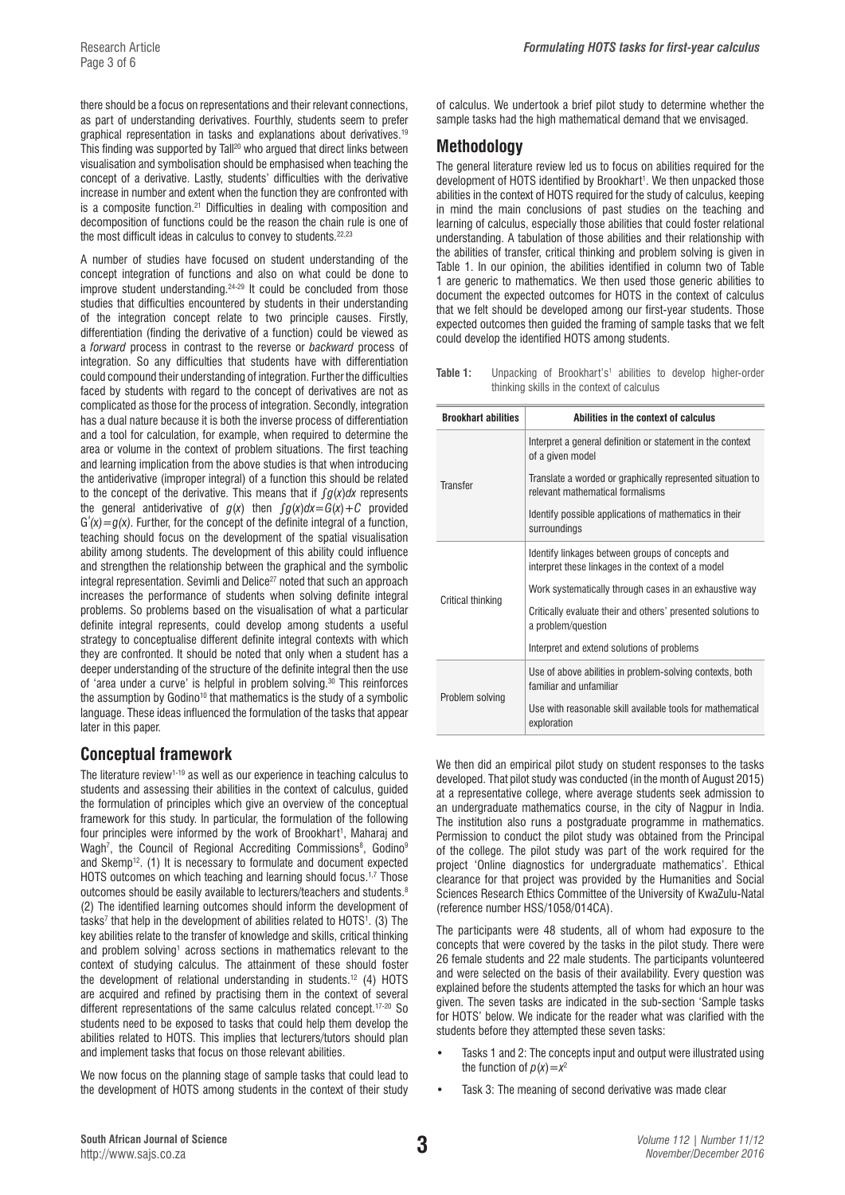there should be a focus on representations and their relevant connections, as part of understanding derivatives. Fourthly, students seem to prefer graphical representation in tasks and explanations about derivatives.[19] This finding was supported by Tall[20] who argued that direct links between visualisation and symbolisation should be emphasised when teaching the concept of a derivative. Lastly, students' difficulties with the derivative increase in number and extent when the function they are confronted with is a composite function.[21] Difficulties in dealing with composition and decomposition of functions could be the reason the chain rule is one of the most difficult ideas in calculus to convey to students.[22,23]

A number of studies have focused on student understanding of the concept integration of functions and also on what could be done to improve student understanding.[24-29] It could be concluded from those studies that difficulties encountered by students in their understanding of the integration concept relate to two principle causes. Firstly, differentiation (finding the derivative of a function) could be viewed as a *forward* process in contrast to the reverse or *backward* process of integration. So any difficulties that students have with differentiation could compound their understanding of integration. Further the difficulties faced by students with regard to the concept of derivatives are not as complicated as those for the process of integration. Secondly, integration has a dual nature because it is both the inverse process of differentiation and a tool for calculation, for example, when required to determine the area or volume in the context of problem situations. The first teaching and learning implication from the above studies is that when introducing the antiderivative (improper integral) of a function this should be related to the concept of the derivative. This means that if $\int g(x)dx$ represents the general antiderivative of $g(x)$ then $\int g(x)dx = G(x) + C$ provided $G'(x) = g(x)$. Further, for the concept of the definite integral of a function, teaching should focus on the development of the spatial visualisation ability among students. The development of this ability could influence and strengthen the relationship between the graphical and the symbolic integral representation. Sevimli and Delice[27] noted that such an approach increases the performance of students when solving definite integral problems. So problems based on the visualisation of what a particular definite integral represents, could develop among students a useful strategy to conceptualise different definite integral contexts with which they are confronted. It should be noted that only when a student has a deeper understanding of the structure of the definite integral then the use of 'area under a curve' is helpful in problem solving.[30] This reinforces the assumption by Godino[10] that mathematics is the study of a symbolic language. These ideas influenced the formulation of the tasks that appear later in this paper.

## Conceptual framework

The literature review[1-19] as well as our experience in teaching calculus to students and assessing their abilities in the context of calculus, guided the formulation of principles which give an overview of the conceptual framework for this study. In particular, the formulation of the following four principles were informed by the work of Brookhart[1], Maharaj and Wagh[7], the Council of Regional Accrediting Commissions[8], Godino[9] and Skemp[12]. (1) It is necessary to formulate and document expected HOTS outcomes on which teaching and learning should focus.[1,7] Those outcomes should be easily available to lecturers/teachers and students.[8] (2) The identified learning outcomes should inform the development of tasks[7] that help in the development of abilities related to HOTS[1]. (3) The key abilities relate to the transfer of knowledge and skills, critical thinking and problem solving[1] across sections in mathematics relevant to the context of studying calculus. The attainment of these should foster the development of relational understanding in students.[12] (4) HOTS are acquired and refined by practising them in the context of several different representations of the same calculus related concept.[17-20] So students need to be exposed to tasks that could help them develop the abilities related to HOTS. This implies that lecturers/tutors should plan and implement tasks that focus on those relevant abilities.

We now focus on the planning stage of sample tasks that could lead to the development of HOTS among students in the context of their study of calculus. We undertook a brief pilot study to determine whether the sample tasks had the high mathematical demand that we envisaged.

## Methodology

The general literature review led us to focus on abilities required for the development of HOTS identified by Brookhart[1]. We then unpacked those abilities in the context of HOTS required for the study of calculus, keeping in mind the main conclusions of past studies on the teaching and learning of calculus, especially those abilities that could foster relational understanding. A tabulation of those abilities and their relationship with the abilities of transfer, critical thinking and problem solving is given in Table 1. In our opinion, the abilities identified in column two of Table 1 are generic to mathematics. We then used those generic abilities to document the expected outcomes for HOTS in the context of calculus that we felt should be developed among our first-year students. Those expected outcomes then guided the framing of sample tasks that we felt could develop the identified HOTS among students.

**Table 1:** Unpacking of Brookhart's[1] abilities to develop higher-order thinking skills in the context of calculus

| Brookhart abilities | Abilities in the context of calculus |
|---|---|
| Transfer | Interpret a general definition or statement in the context of a given model |
| | Translate a worded or graphically represented situation to relevant mathematical formalisms |
| | Identify possible applications of mathematics in their surroundings |
| Critical thinking | Identify linkages between groups of concepts and interpret these linkages in the context of a model |
| | Work systematically through cases in an exhaustive way |
| | Critically evaluate their and others' presented solutions to a problem/question |
| | Interpret and extend solutions of problems |
| Problem solving | Use of above abilities in problem-solving contexts, both familiar and unfamiliar |
| | Use with reasonable skill available tools for mathematical exploration |

We then did an empirical pilot study on student responses to the tasks developed. That pilot study was conducted (in the month of August 2015) at a representative college, where average students seek admission to an undergraduate mathematics course, in the city of Nagpur in India. The institution also runs a postgraduate programme in mathematics. Permission to conduct the pilot study was obtained from the Principal of the college. The pilot study was part of the work required for the project 'Online diagnostics for undergraduate mathematics'. Ethical clearance for that project was provided by the Humanities and Social Sciences Research Ethics Committee of the University of KwaZulu-Natal (reference number HSS/1058/014CA).

The participants were 48 students, all of whom had exposure to the concepts that were covered by the tasks in the pilot study. There were 26 female students and 22 male students. The participants volunteered and were selected on the basis of their availability. Every question was explained before the students attempted the tasks for which an hour was given. The seven tasks are indicated in the sub-section 'Sample tasks for HOTS' below. We indicate for the reader what was clarified with the students before they attempted these seven tasks:

- Tasks 1 and 2: The concepts input and output were illustrated using the function of $p(x) = x^2$
- Task 3: The meaning of second derivative was made clear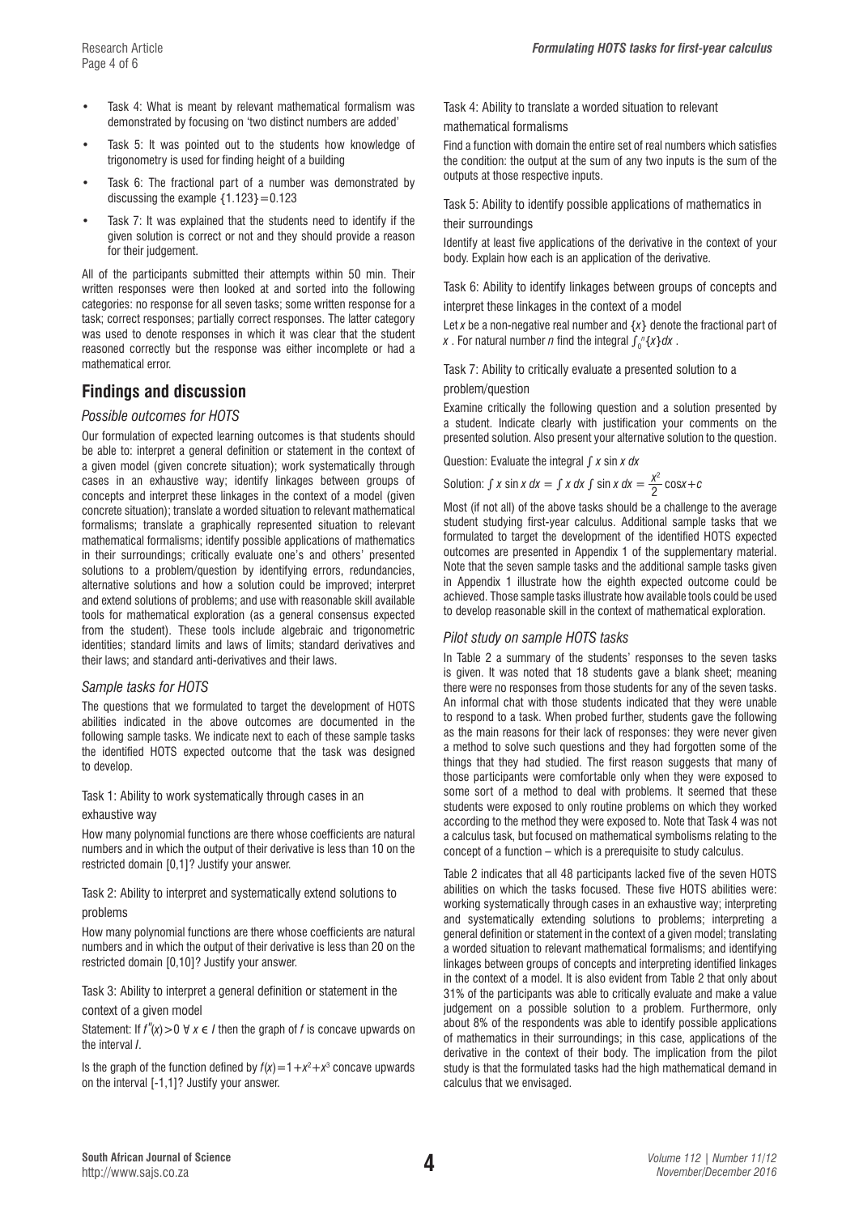- Task 4: What is meant by relevant mathematical formalism was demonstrated by focusing on 'two distinct numbers are added'
- Task 5: It was pointed out to the students how knowledge of trigonometry is used for finding height of a building
- Task 6: The fractional part of a number was demonstrated by discussing the example $\{1.123\}=0.123$
- Task 7: It was explained that the students need to identify if the given solution is correct or not and they should provide a reason for their judgement.

All of the participants submitted their attempts within 50 min. Their written responses were then looked at and sorted into the following categories: no response for all seven tasks; some written response for a task; correct responses; partially correct responses. The latter category was used to denote responses in which it was clear that the student reasoned correctly but the response was either incomplete or had a mathematical error.

## Findings and discussion

### *Possible outcomes for HOTS*

Our formulation of expected learning outcomes is that students should be able to: interpret a general definition or statement in the context of a given model (given concrete situation); work systematically through cases in an exhaustive way; identify linkages between groups of concepts and interpret these linkages in the context of a model (given concrete situation); translate a worded situation to relevant mathematical formalisms; translate a graphically represented situation to relevant mathematical formalisms; identify possible applications of mathematics in their surroundings; critically evaluate one's and others' presented solutions to a problem/question by identifying errors, redundancies, alternative solutions and how a solution could be improved; interpret and extend solutions of problems; and use with reasonable skill available tools for mathematical exploration (as a general consensus expected from the student). These tools include algebraic and trigonometric identities; standard limits and laws of limits; standard derivatives and their laws; and standard anti-derivatives and their laws.

### *Sample tasks for HOTS*

The questions that we formulated to target the development of HOTS abilities indicated in the above outcomes are documented in the following sample tasks. We indicate next to each of these sample tasks the identified HOTS expected outcome that the task was designed to develop.

Task 1: Ability to work systematically through cases in an exhaustive way

How many polynomial functions are there whose coefficients are natural numbers and in which the output of their derivative is less than 10 on the restricted domain [0,1]? Justify your answer.

Task 2: Ability to interpret and systematically extend solutions to problems

How many polynomial functions are there whose coefficients are natural numbers and in which the output of their derivative is less than 20 on the restricted domain [0,10]? Justify your answer.

Task 3: Ability to interpret a general definition or statement in the context of a given model

Statement: If $f''(x)>0\ \forall\ x \in I$ then the graph of $f$ is concave upwards on the interval $I$.

Is the graph of the function defined by $f(x)=1+x^2+x^3$ concave upwards on the interval [-1,1]? Justify your answer.

Task 4: Ability to translate a worded situation to relevant mathematical formalisms

Find a function with domain the entire set of real numbers which satisfies the condition: the output at the sum of any two inputs is the sum of the outputs at those respective inputs.

Task 5: Ability to identify possible applications of mathematics in their surroundings

Identify at least five applications of the derivative in the context of your body. Explain how each is an application of the derivative.

Task 6: Ability to identify linkages between groups of concepts and interpret these linkages in the context of a model

Let $x$ be a non-negative real number and $\{x\}$ denote the fractional part of $x$. For natural number $n$ find the integral $\int_0^n \{x\}dx$.

Task 7: Ability to critically evaluate a presented solution to a problem/question

Examine critically the following question and a solution presented by a student. Indicate clearly with justification your comments on the presented solution. Also present your alternative solution to the question.

Question: Evaluate the integral $\int x \sin x\, dx$

Solution: $\int x \sin x\, dx = \int x\, dx \int \sin x\, dx = \frac{x^2}{2}\cos x + c$

Most (if not all) of the above tasks should be a challenge to the average student studying first-year calculus. Additional sample tasks that we formulated to target the development of the identified HOTS expected outcomes are presented in Appendix 1 of the supplementary material. Note that the seven sample tasks and the additional sample tasks given in Appendix 1 illustrate how the eighth expected outcome could be achieved. Those sample tasks illustrate how available tools could be used to develop reasonable skill in the context of mathematical exploration.

### *Pilot study on sample HOTS tasks*

In Table 2 a summary of the students' responses to the seven tasks is given. It was noted that 18 students gave a blank sheet; meaning there were no responses from those students for any of the seven tasks. An informal chat with those students indicated that they were unable to respond to a task. When probed further, students gave the following as the main reasons for their lack of responses: they were never given a method to solve such questions and they had forgotten some of the things that they had studied. The first reason suggests that many of those participants were comfortable only when they were exposed to some sort of a method to deal with problems. It seemed that these students were exposed to only routine problems on which they worked according to the method they were exposed to. Note that Task 4 was not a calculus task, but focused on mathematical symbolisms relating to the concept of a function – which is a prerequisite to study calculus.

Table 2 indicates that all 48 participants lacked five of the seven HOTS abilities on which the tasks focused. These five HOTS abilities were: working systematically through cases in an exhaustive way; interpreting and systematically extending solutions to problems; interpreting a general definition or statement in the context of a given model; translating a worded situation to relevant mathematical formalisms; and identifying linkages between groups of concepts and interpreting identified linkages in the context of a model. It is also evident from Table 2 that only about 31% of the participants was able to critically evaluate and make a value judgement on a possible solution to a problem. Furthermore, only about 8% of the respondents was able to identify possible applications of mathematics in their surroundings; in this case, applications of the derivative in the context of their body. The implication from the pilot study is that the formulated tasks had the high mathematical demand in calculus that we envisaged.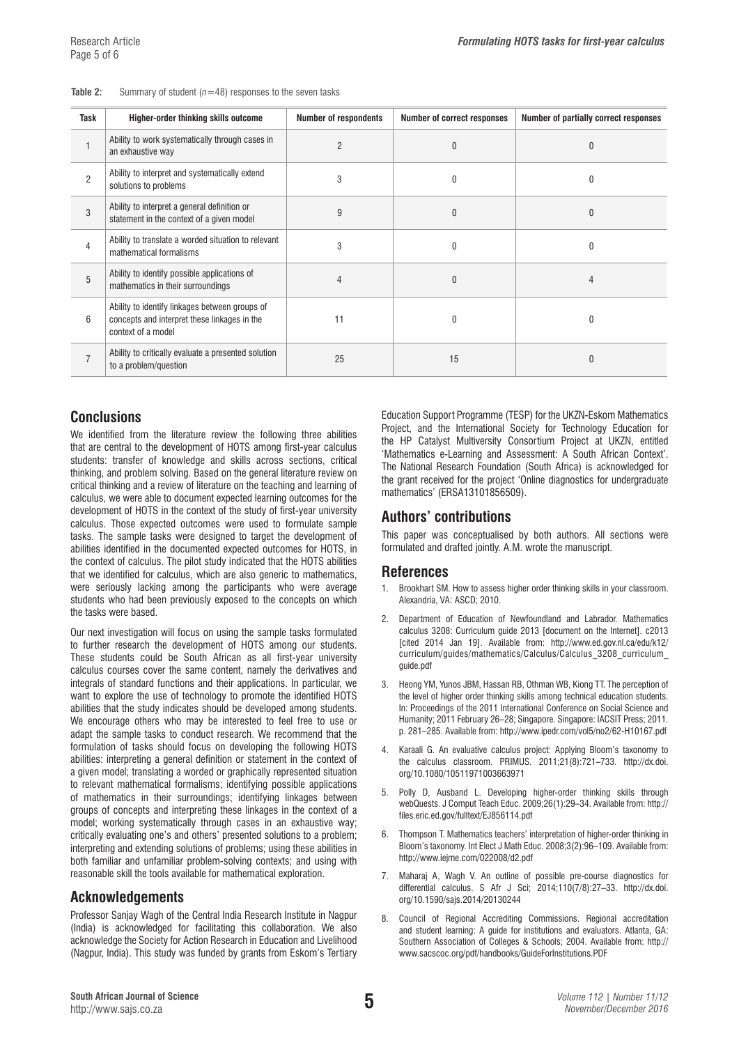**Table 2:** Summary of student ($n$=48) responses to the seven tasks

| Task | Higher-order thinking skills outcome | Number of respondents | Number of correct responses | Number of partially correct responses |
|---|---|---|---|---|
| 1 | Ability to work systematically through cases in an exhaustive way | 2 | 0 | 0 |
| 2 | Ability to interpret and systematically extend solutions to problems | 3 | 0 | 0 |
| 3 | Ability to interpret a general definition or statement in the context of a given model | 9 | 0 | 0 |
| 4 | Ability to translate a worded situation to relevant mathematical formalisms | 3 | 0 | 0 |
| 5 | Ability to identify possible applications of mathematics in their surroundings | 4 | 0 | 4 |
| 6 | Ability to identify linkages between groups of concepts and interpret these linkages in the context of a model | 11 | 0 | 0 |
| 7 | Ability to critically evaluate a presented solution to a problem/question | 25 | 15 | 0 |

## Conclusions

We identified from the literature review the following three abilities that are central to the development of HOTS among first-year calculus students: transfer of knowledge and skills across sections, critical thinking, and problem solving. Based on the general literature review on critical thinking and a review of literature on the teaching and learning of calculus, we were able to document expected learning outcomes for the development of HOTS in the context of the study of first-year university calculus. Those expected outcomes were used to formulate sample tasks. The sample tasks were designed to target the development of abilities identified in the documented expected outcomes for HOTS, in the context of calculus. The pilot study indicated that the HOTS abilities that we identified for calculus, which are also generic to mathematics, were seriously lacking among the participants who were average students who had been previously exposed to the concepts on which the tasks were based.

Our next investigation will focus on using the sample tasks formulated to further research the development of HOTS among our students. These students could be South African as all first-year university calculus courses cover the same content, namely the derivatives and integrals of standard functions and their applications. In particular, we want to explore the use of technology to promote the identified HOTS abilities that the study indicates should be developed among students. We encourage others who may be interested to feel free to use or adapt the sample tasks to conduct research. We recommend that the formulation of tasks should focus on developing the following HOTS abilities: interpreting a general definition or statement in the context of a given model; translating a worded or graphically represented situation to relevant mathematical formalisms; identifying possible applications of mathematics in their surroundings; identifying linkages between groups of concepts and interpreting these linkages in the context of a model; working systematically through cases in an exhaustive way; critically evaluating one's and others' presented solutions to a problem; interpreting and extending solutions of problems; using these abilities in both familiar and unfamiliar problem-solving contexts; and using with reasonable skill the tools available for mathematical exploration.

## Acknowledgements

Professor Sanjay Wagh of the Central India Research Institute in Nagpur (India) is acknowledged for facilitating this collaboration. We also acknowledge the Society for Action Research in Education and Livelihood (Nagpur, India). This study was funded by grants from Eskom's Tertiary Education Support Programme (TESP) for the UKZN-Eskom Mathematics Project, and the International Society for Technology Education for the HP Catalyst Multiversity Consortium Project at UKZN, entitled 'Mathematics e-Learning and Assessment: A South African Context'. The National Research Foundation (South Africa) is acknowledged for the grant received for the project 'Online diagnostics for undergraduate mathematics' (ERSA13101856509).

## Authors' contributions

This paper was conceptualised by both authors. All sections were formulated and drafted jointly. A.M. wrote the manuscript.

## References

1. Brookhart SM. How to assess higher order thinking skills in your classroom. Alexandria, VA: ASCD; 2010.
2. Department of Education of Newfoundland and Labrador. Mathematics calculus 3208: Curriculum guide 2013 [document on the Internet]. c2013 [cited 2014 Jan 19]. Available from: http://www.ed.gov.nl.ca/edu/k12/curriculum/guides/mathematics/Calculus/Calculus_3208_curriculum_guide.pdf
3. Heong YM, Yunos JBM, Hassan RB, Othman WB, Kiong TT. The perception of the level of higher order thinking skills among technical education students. In: Proceedings of the 2011 International Conference on Social Science and Humanity; 2011 February 26–28; Singapore. Singapore: IACSIT Press; 2011. p. 281–285. Available from: http://www.ipedr.com/vol5/no2/62-H10167.pdf
4. Karaali G. An evaluative calculus project: Applying Bloom's taxonomy to the calculus classroom. PRIMUS. 2011;21(8):721–733. http://dx.doi.org/10.1080/10511971003663971
5. Polly D, Ausband L. Developing higher-order thinking skills through webQuests. J Comput Teach Educ. 2009;26(1):29–34. Available from: http://files.eric.ed.gov/fulltext/EJ856114.pdf
6. Thompson T. Mathematics teachers' interpretation of higher-order thinking in Bloom's taxonomy. Int Elect J Math Educ. 2008;3(2):96–109. Available from: http://www.iejme.com/022008/d2.pdf
7. Maharaj A, Wagh V. An outline of possible pre-course diagnostics for differential calculus. S Afr J Sci; 2014;110(7/8):27–33. http://dx.doi.org/10.1590/sajs.2014/20130244
8. Council of Regional Accrediting Commissions. Regional accreditation and student learning: A guide for institutions and evaluators. Atlanta, GA: Southern Association of Colleges & Schools; 2004. Available from: http://www.sacscoc.org/pdf/handbooks/GuideForInstitutions.PDF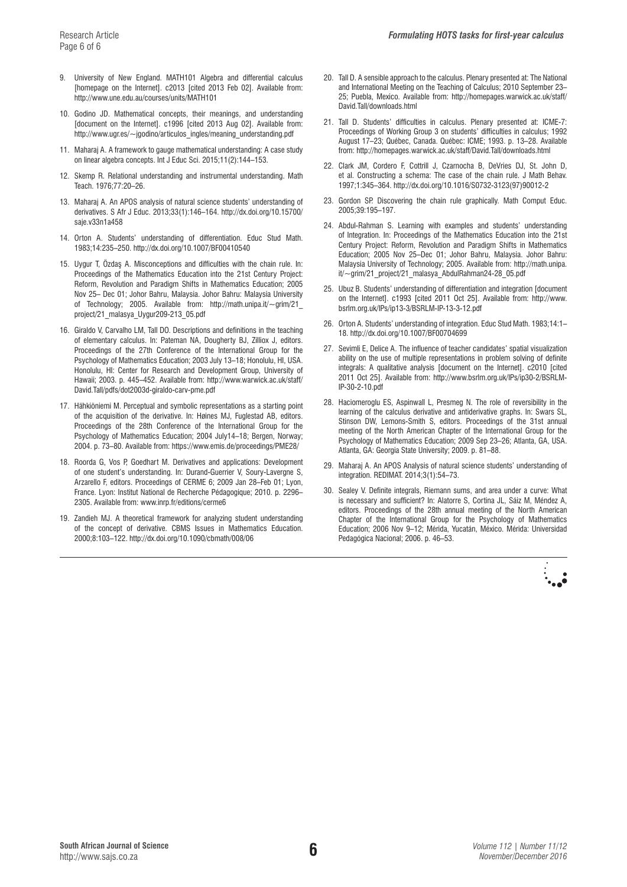9. University of New England. MATH101 Algebra and differential calculus [homepage on the Internet]. c2013 [cited 2013 Feb 02]. Available from: http://www.une.edu.au/courses/units/MATH101

10. Godino JD. Mathematical concepts, their meanings, and understanding [document on the Internet]. c1996 [cited 2013 Aug 02]. Available from: http://www.ugr.es/~jgodino/articulos_ingles/meaning_understanding.pdf

11. Maharaj A. A framework to gauge mathematical understanding: A case study on linear algebra concepts. Int J Educ Sci. 2015;11(2):144–153.

12. Skemp R. Relational understanding and instrumental understanding. Math Teach. 1976;77:20–26.

13. Maharaj A. An APOS analysis of natural science students' understanding of derivatives. S Afr J Educ. 2013;33(1):146–164. http://dx.doi.org/10.15700/saje.v33n1a458

14. Orton A. Students' understanding of differentiation. Educ Stud Math. 1983;14:235–250. http://dx.doi.org/10.1007/BF00410540

15. Uygur T, Özdaş A. Misconceptions and difficulties with the chain rule. In: Proceedings of the Mathematics Education into the 21st Century Project: Reform, Revolution and Paradigm Shifts in Mathematics Education; 2005 Nov 25– Dec 01; Johor Bahru, Malaysia. Johor Bahru: Malaysia University of Technology; 2005. Available from: http://math.unipa.it/~grim/21_project/21_malasya_Uygur209-213_05.pdf

16. Giraldo V, Carvalho LM, Tall DO. Descriptions and definitions in the teaching of elementary calculus. In: Pateman NA, Dougherty BJ, Zilliox J, editors. Proceedings of the 27th Conference of the International Group for the Psychology of Mathematics Education; 2003 July 13–18; Honolulu, HI, USA. Honolulu, HI: Center for Research and Development Group, University of Hawaii; 2003. p. 445–452. Available from: http://www.warwick.ac.uk/staff/David.Tall/pdfs/dot2003d-giraldo-carv-pme.pdf

17. Hähkiöniemi M. Perceptual and symbolic representations as a starting point of the acquisition of the derivative. In: Høines MJ, Fuglestad AB, editors. Proceedings of the 28th Conference of the International Group for the Psychology of Mathematics Education; 2004 July14–18; Bergen, Norway; 2004. p. 73–80. Available from: https://www.emis.de/proceedings/PME28/

18. Roorda G, Vos P, Goedhart M. Derivatives and applications: Development of one student's understanding. In: Durand-Guerrier V, Soury-Lavergne S, Arzarello F, editors. Proceedings of CERME 6; 2009 Jan 28–Feb 01; Lyon, France. Lyon: Institut National de Recherche Pédagogique; 2010. p. 2296–2305. Available from: www.inrp.fr/editions/cerme6

19. Zandieh MJ. A theoretical framework for analyzing student understanding of the concept of derivative. CBMS Issues in Mathematics Education. 2000;8:103–122. http://dx.doi.org/10.1090/cbmath/008/06

20. Tall D. A sensible approach to the calculus. Plenary presented at: The National and International Meeting on the Teaching of Calculus; 2010 September 23–25; Puebla, Mexico. Available from: http://homepages.warwick.ac.uk/staff/David.Tall/downloads.html

21. Tall D. Students' difficulties in calculus. Plenary presented at: ICME-7: Proceedings of Working Group 3 on students' difficulties in calculus; 1992 August 17–23; Québec, Canada. Québec: ICME; 1993. p. 13–28. Available from: http://homepages.warwick.ac.uk/staff/David.Tall/downloads.html

22. Clark JM, Cordero F, Cottrill J, Czarnocha B, DeVries DJ, St. John D, et al. Constructing a schema: The case of the chain rule. J Math Behav. 1997;1:345–364. http://dx.doi.org/10.1016/S0732-3123(97)90012-2

23. Gordon SP. Discovering the chain rule graphically. Math Comput Educ. 2005;39:195–197.

24. Abdul-Rahman S. Learning with examples and students' understanding of Integration. In: Proceedings of the Mathematics Education into the 21st Century Project: Reform, Revolution and Paradigm Shifts in Mathematics Education; 2005 Nov 25–Dec 01; Johor Bahru, Malaysia. Johor Bahru: Malaysia University of Technology; 2005. Available from: http://math.unipa.it/~grim/21_project/21_malasya_AbdulRahman24-28_05.pdf

25. Ubuz B. Students' understanding of differentiation and integration [document on the Internet]. c1993 [cited 2011 Oct 25]. Available from: http://www.bsrlm.org.uk/IPs/ip13-3/BSRLM-IP-13-3-12.pdf

26. Orton A. Students' understanding of integration. Educ Stud Math. 1983;14:1–18. http://dx.doi.org/10.1007/BF00704699

27. Sevimli E, Delice A. The influence of teacher candidates' spatial visualization ability on the use of multiple representations in problem solving of definite integrals: A qualitative analysis [document on the Internet]. c2010 [cited 2011 Oct 25]. Available from: http://www.bsrlm.org.uk/IPs/ip30-2/BSRLM-IP-30-2-10.pdf

28. Haciomeroglu ES, Aspinwall L, Presmeg N. The role of reversibility in the learning of the calculus derivative and antiderivative graphs. In: Swars SL, Stinson DW, Lemons-Smith S, editors. Proceedings of the 31st annual meeting of the North American Chapter of the International Group for the Psychology of Mathematics Education; 2009 Sep 23–26; Atlanta, GA, USA. Atlanta, GA: Georgia State University; 2009. p. 81–88.

29. Maharaj A. An APOS Analysis of natural science students' understanding of integration. REDIMAT. 2014;3(1):54–73.

30. Sealey V. Definite integrals, Riemann sums, and area under a curve: What is necessary and sufficient? In: Alatorre S, Cortina JL, Sáiz M, Méndez A, editors. Proceedings of the 28th annual meeting of the North American Chapter of the International Group for the Psychology of Mathematics Education; 2006 Nov 9–12; Mérida, Yucatán, México. Mérida: Universidad Pedagógica Nacional; 2006. p. 46–53.